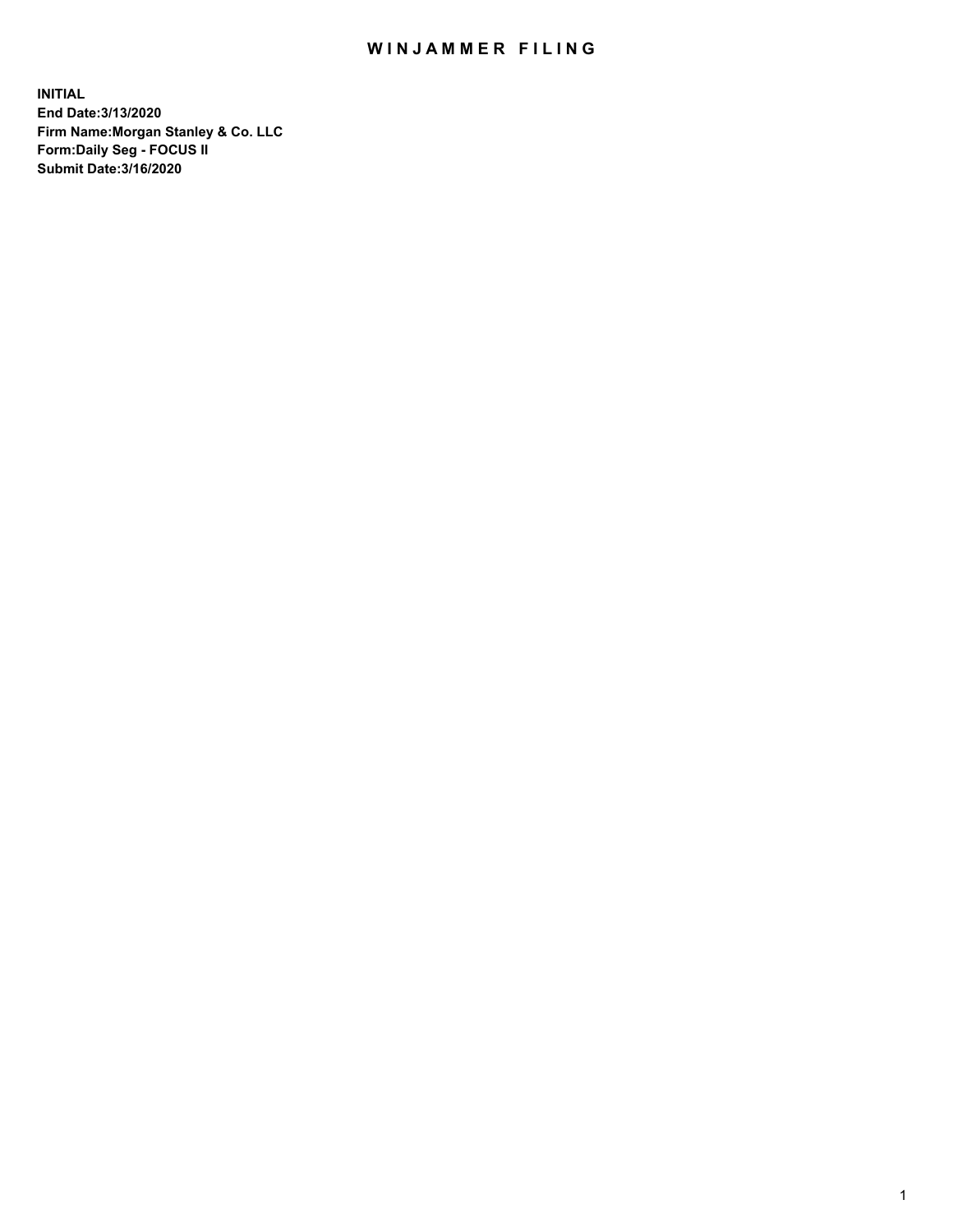# WINJAMMER FILING

**INITIAL**
**End Date:3/13/2020**
**Firm Name:Morgan Stanley & Co. LLC**
**Form:Daily Seg - FOCUS II**
**Submit Date:3/16/2020**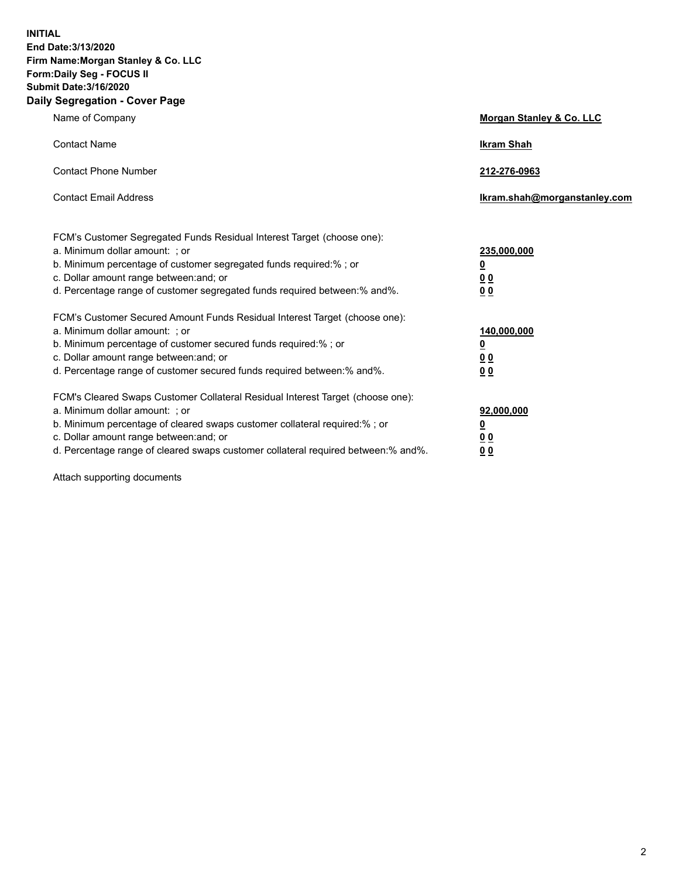**INITIAL**
**End Date:3/13/2020**
**Firm Name:Morgan Stanley & Co. LLC**
**Form:Daily Seg - FOCUS II**
**Submit Date:3/16/2020**

## Daily Segregation - Cover Page

| | |
|---|---|
| Name of Company | **Morgan Stanley & Co. LLC** |
| Contact Name | **Ikram Shah** |
| Contact Phone Number | **212-276-0963** |
| Contact Email Address | **Ikram.shah@morganstanley.com** |

| | |
|---|---|
| FCM's Customer Segregated Funds Residual Interest Target (choose one): | |
| a. Minimum dollar amount: ; or | **235,000,000** |
| b. Minimum percentage of customer segregated funds required:% ; or | **0** |
| c. Dollar amount range between:and; or | **0 0** |
| d. Percentage range of customer segregated funds required between:% and%. | **0 0** |
| FCM's Customer Secured Amount Funds Residual Interest Target (choose one): | |
| a. Minimum dollar amount: ; or | **140,000,000** |
| b. Minimum percentage of customer secured funds required:% ; or | **0** |
| c. Dollar amount range between:and; or | **0 0** |
| d. Percentage range of customer secured funds required between:% and%. | **0 0** |
| FCM's Cleared Swaps Customer Collateral Residual Interest Target (choose one): | |
| a. Minimum dollar amount: ; or | **92,000,000** |
| b. Minimum percentage of cleared swaps customer collateral required:% ; or | **0** |
| c. Dollar amount range between:and; or | **0 0** |
| d. Percentage range of cleared swaps customer collateral required between:% and%. | **0 0** |

Attach supporting documents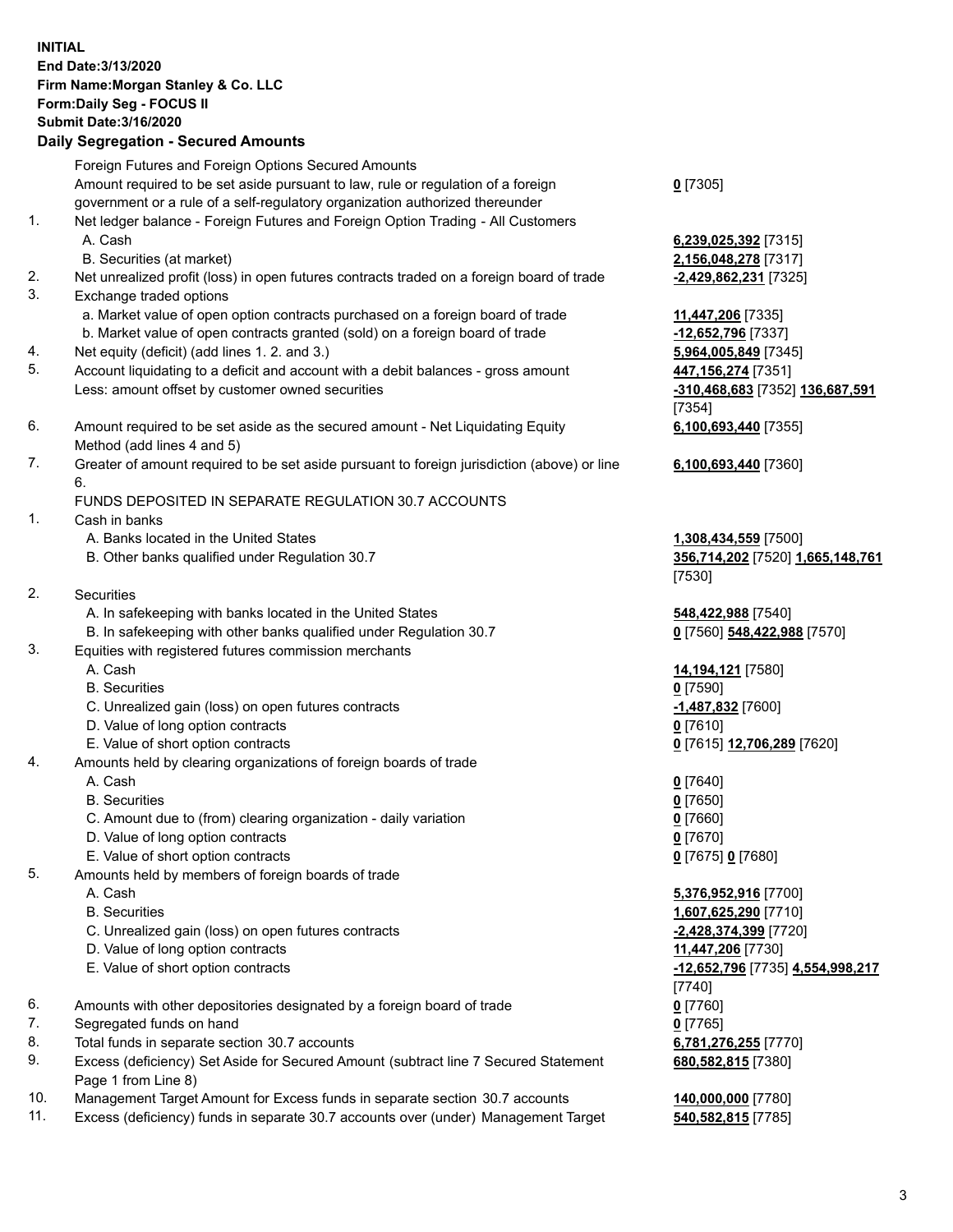**INITIAL**
**End Date:3/13/2020**
**Firm Name:Morgan Stanley & Co. LLC**
**Form:Daily Seg - FOCUS II**
**Submit Date:3/16/2020**

### Daily Segregation - Secured Amounts

| | | |
|---|---|---|
| | Foreign Futures and Foreign Options Secured Amounts | |
| | Amount required to be set aside pursuant to law, rule or regulation of a foreign government or a rule of a self-regulatory organization authorized thereunder | **0** [7305] |
| 1. | Net ledger balance - Foreign Futures and Foreign Option Trading - All Customers | |
| | A. Cash | **6,239,025,392** [7315] |
| | B. Securities (at market) | **2,156,048,278** [7317] |
| 2. | Net unrealized profit (loss) in open futures contracts traded on a foreign board of trade | **-2,429,862,231** [7325] |
| 3. | Exchange traded options | |
| | a. Market value of open option contracts purchased on a foreign board of trade | **11,447,206** [7335] |
| | b. Market value of open contracts granted (sold) on a foreign board of trade | **-12,652,796** [7337] |
| 4. | Net equity (deficit) (add lines 1. 2. and 3.) | **5,964,005,849** [7345] |
| 5. | Account liquidating to a deficit and account with a debit balances - gross amount | **447,156,274** [7351] |
| | Less: amount offset by customer owned securities | **-310,468,683** [7352] **136,687,591** [7354] |
| 6. | Amount required to be set aside as the secured amount - Net Liquidating Equity Method (add lines 4 and 5) | **6,100,693,440** [7355] |
| 7. | Greater of amount required to be set aside pursuant to foreign jurisdiction (above) or line 6. | **6,100,693,440** [7360] |
| | FUNDS DEPOSITED IN SEPARATE REGULATION 30.7 ACCOUNTS | |
| 1. | Cash in banks | |
| | A. Banks located in the United States | **1,308,434,559** [7500] |
| | B. Other banks qualified under Regulation 30.7 | **356,714,202** [7520] **1,665,148,761** [7530] |
| 2. | Securities | |
| | A. In safekeeping with banks located in the United States | **548,422,988** [7540] |
| | B. In safekeeping with other banks qualified under Regulation 30.7 | **0** [7560] **548,422,988** [7570] |
| 3. | Equities with registered futures commission merchants | |
| | A. Cash | **14,194,121** [7580] |
| | B. Securities | **0** [7590] |
| | C. Unrealized gain (loss) on open futures contracts | **-1,487,832** [7600] |
| | D. Value of long option contracts | **0** [7610] |
| | E. Value of short option contracts | **0** [7615] **12,706,289** [7620] |
| 4. | Amounts held by clearing organizations of foreign boards of trade | |
| | A. Cash | **0** [7640] |
| | B. Securities | **0** [7650] |
| | C. Amount due to (from) clearing organization - daily variation | **0** [7660] |
| | D. Value of long option contracts | **0** [7670] |
| | E. Value of short option contracts | **0** [7675] **0** [7680] |
| 5. | Amounts held by members of foreign boards of trade | |
| | A. Cash | **5,376,952,916** [7700] |
| | B. Securities | **1,607,625,290** [7710] |
| | C. Unrealized gain (loss) on open futures contracts | **-2,428,374,399** [7720] |
| | D. Value of long option contracts | **11,447,206** [7730] |
| | E. Value of short option contracts | **-12,652,796** [7735] **4,554,998,217** [7740] |
| 6. | Amounts with other depositories designated by a foreign board of trade | **0** [7760] |
| 7. | Segregated funds on hand | **0** [7765] |
| 8. | Total funds in separate section 30.7 accounts | **6,781,276,255** [7770] |
| 9. | Excess (deficiency) Set Aside for Secured Amount (subtract line 7 Secured Statement Page 1 from Line 8) | **680,582,815** [7380] |
| 10. | Management Target Amount for Excess funds in separate section 30.7 accounts | **140,000,000** [7780] |
| 11. | Excess (deficiency) funds in separate 30.7 accounts over (under) Management Target | **540,582,815** [7785] |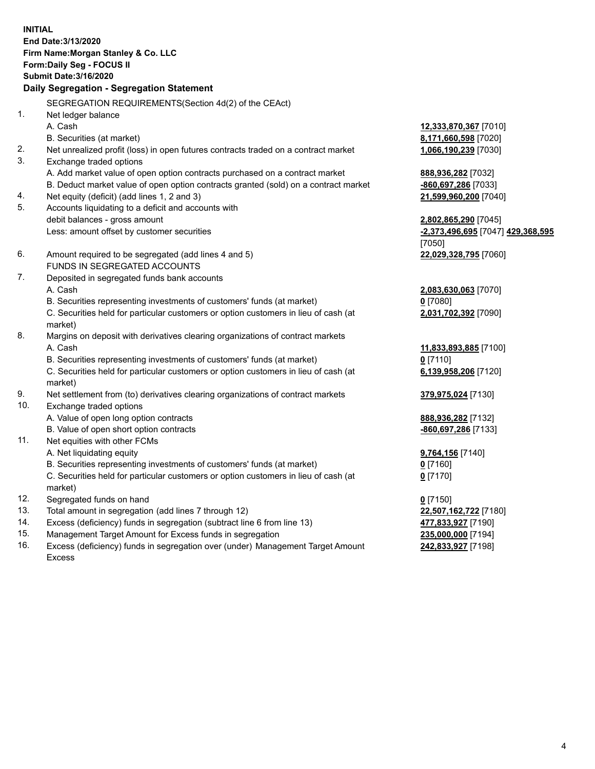**INITIAL**
**End Date:3/13/2020**
**Firm Name:Morgan Stanley & Co. LLC**
**Form:Daily Seg - FOCUS II**
**Submit Date:3/16/2020**

## Daily Segregation - Segregation Statement

SEGREGATION REQUIREMENTS(Section 4d(2) of the CEAct)

| | | |
|---|---|---|
| 1. | Net ledger balance | |
| | A. Cash | **12,333,870,367** [7010] |
| | B. Securities (at market) | **8,171,660,598** [7020] |
| 2. | Net unrealized profit (loss) in open futures contracts traded on a contract market | **1,066,190,239** [7030] |
| 3. | Exchange traded options | |
| | A. Add market value of open option contracts purchased on a contract market | **888,936,282** [7032] |
| | B. Deduct market value of open option contracts granted (sold) on a contract market | **-860,697,286** [7033] |
| 4. | Net equity (deficit) (add lines 1, 2 and 3) | **21,599,960,200** [7040] |
| 5. | Accounts liquidating to a deficit and accounts with debit balances - gross amount | **2,802,865,290** [7045] |
| | Less: amount offset by customer securities | **-2,373,496,695** [7047] **429,368,595** [7050] |
| 6. | Amount required to be segregated (add lines 4 and 5) | **22,029,328,795** [7060] |
| | FUNDS IN SEGREGATED ACCOUNTS | |
| 7. | Deposited in segregated funds bank accounts | |
| | A. Cash | **2,083,630,063** [7070] |
| | B. Securities representing investments of customers' funds (at market) | **0** [7080] |
| | C. Securities held for particular customers or option customers in lieu of cash (at market) | **2,031,702,392** [7090] |
| 8. | Margins on deposit with derivatives clearing organizations of contract markets | |
| | A. Cash | **11,833,893,885** [7100] |
| | B. Securities representing investments of customers' funds (at market) | **0** [7110] |
| | C. Securities held for particular customers or option customers in lieu of cash (at market) | **6,139,958,206** [7120] |
| 9. | Net settlement from (to) derivatives clearing organizations of contract markets | **379,975,024** [7130] |
| 10. | Exchange traded options | |
| | A. Value of open long option contracts | **888,936,282** [7132] |
| | B. Value of open short option contracts | **-860,697,286** [7133] |
| 11. | Net equities with other FCMs | |
| | A. Net liquidating equity | **9,764,156** [7140] |
| | B. Securities representing investments of customers' funds (at market) | **0** [7160] |
| | C. Securities held for particular customers or option customers in lieu of cash (at market) | **0** [7170] |
| 12. | Segregated funds on hand | **0** [7150] |
| 13. | Total amount in segregation (add lines 7 through 12) | **22,507,162,722** [7180] |
| 14. | Excess (deficiency) funds in segregation (subtract line 6 from line 13) | **477,833,927** [7190] |
| 15. | Management Target Amount for Excess funds in segregation | **235,000,000** [7194] |
| 16. | Excess (deficiency) funds in segregation over (under) Management Target Amount Excess | **242,833,927** [7198] |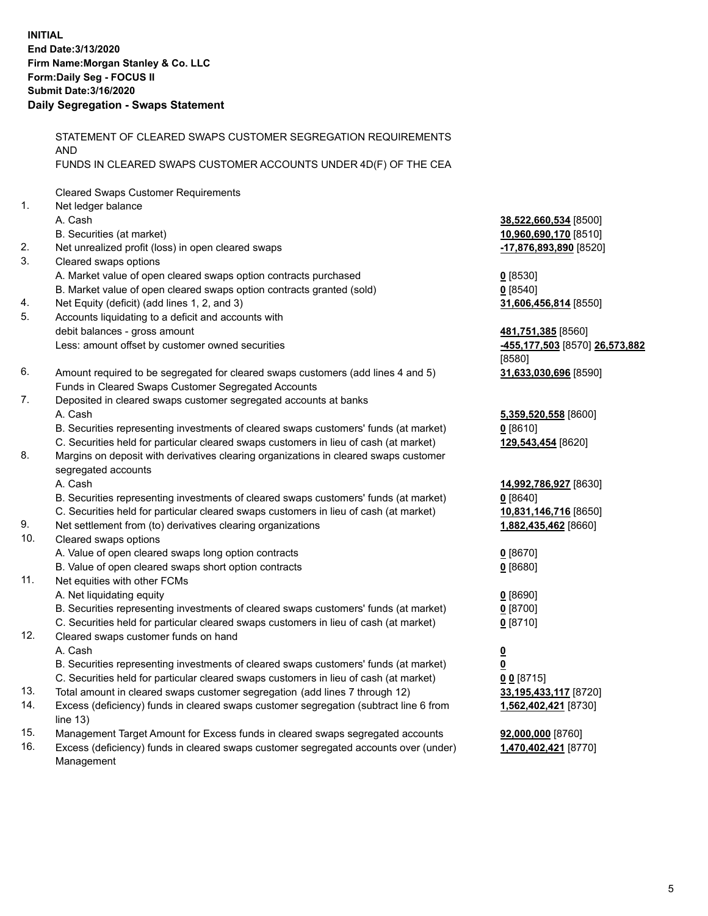**INITIAL**
**End Date:3/13/2020**
**Firm Name:Morgan Stanley & Co. LLC**
**Form:Daily Seg - FOCUS II**
**Submit Date:3/16/2020**
**Daily Segregation - Swaps Statement**

STATEMENT OF CLEARED SWAPS CUSTOMER SEGREGATION REQUIREMENTS AND
FUNDS IN CLEARED SWAPS CUSTOMER ACCOUNTS UNDER 4D(F) OF THE CEA

| | | |
|---|---|---|
| | Cleared Swaps Customer Requirements | |
| 1. | Net ledger balance | |
| | A. Cash | 38,522,660,534 [8500] |
| | B. Securities (at market) | 10,960,690,170 [8510] |
| 2. | Net unrealized profit (loss) in open cleared swaps | -17,876,893,890 [8520] |
| 3. | Cleared swaps options | |
| | A. Market value of open cleared swaps option contracts purchased | 0 [8530] |
| | B. Market value of open cleared swaps option contracts granted (sold) | 0 [8540] |
| 4. | Net Equity (deficit) (add lines 1, 2, and 3) | 31,606,456,814 [8550] |
| 5. | Accounts liquidating to a deficit and accounts with debit balances - gross amount | 481,751,385 [8560] |
| | Less: amount offset by customer owned securities | -455,177,503 [8570] 26,573,882 [8580] |
| 6. | Amount required to be segregated for cleared swaps customers (add lines 4 and 5) | 31,633,030,696 [8590] |
| | Funds in Cleared Swaps Customer Segregated Accounts | |
| 7. | Deposited in cleared swaps customer segregated accounts at banks | |
| | A. Cash | 5,359,520,558 [8600] |
| | B. Securities representing investments of cleared swaps customers' funds (at market) | 0 [8610] |
| | C. Securities held for particular cleared swaps customers in lieu of cash (at market) | 129,543,454 [8620] |
| 8. | Margins on deposit with derivatives clearing organizations in cleared swaps customer segregated accounts | |
| | A. Cash | 14,992,786,927 [8630] |
| | B. Securities representing investments of cleared swaps customers' funds (at market) | 0 [8640] |
| | C. Securities held for particular cleared swaps customers in lieu of cash (at market) | 10,831,146,716 [8650] |
| 9. | Net settlement from (to) derivatives clearing organizations | 1,882,435,462 [8660] |
| 10. | Cleared swaps options | |
| | A. Value of open cleared swaps long option contracts | 0 [8670] |
| | B. Value of open cleared swaps short option contracts | 0 [8680] |
| 11. | Net equities with other FCMs | |
| | A. Net liquidating equity | 0 [8690] |
| | B. Securities representing investments of cleared swaps customers' funds (at market) | 0 [8700] |
| | C. Securities held for particular cleared swaps customers in lieu of cash (at market) | 0 [8710] |
| 12. | Cleared swaps customer funds on hand | |
| | A. Cash | 0 |
| | B. Securities representing investments of cleared swaps customers' funds (at market) | 0 |
| | C. Securities held for particular cleared swaps customers in lieu of cash (at market) | 0 0 [8715] |
| 13. | Total amount in cleared swaps customer segregation (add lines 7 through 12) | 33,195,433,117 [8720] |
| 14. | Excess (deficiency) funds in cleared swaps customer segregation (subtract line 6 from line 13) | 1,562,402,421 [8730] |
| 15. | Management Target Amount for Excess funds in cleared swaps segregated accounts | 92,000,000 [8760] |
| 16. | Excess (deficiency) funds in cleared swaps customer segregated accounts over (under) Management | 1,470,402,421 [8770] |